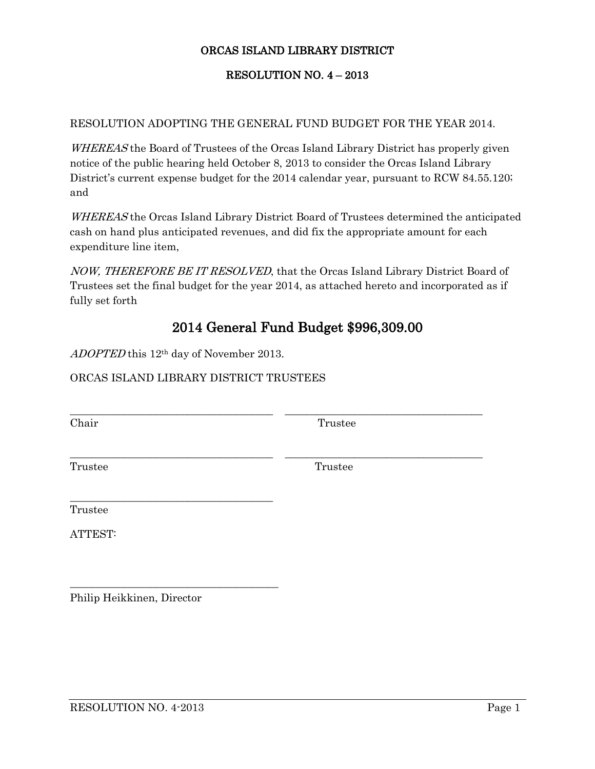# ORCAS ISLAND LIBRARY DISTRICT

## RESOLUTION NO. 4 – 2013

RESOLUTION ADOPTING THE GENERAL FUND BUDGET FOR THE YEAR 2014.

*WHEREAS* the Board of Trustees of the Orcas Island Library District has properly given notice of the public hearing held October 8, 2013 to consider the Orcas Island Library District's current expense budget for the 2014 calendar year, pursuant to RCW 84.55.120; and

*WHEREAS* the Orcas Island Library District Board of Trustees determined the anticipated cash on hand plus anticipated revenues, and did fix the appropriate amount for each expenditure line item,

*NOW, THEREFORE BE IT RESOLVED*, that the Orcas Island Library District Board of Trustees set the final budget for the year 2014, as attached hereto and incorporated as if fully set forth

## 2014 General Fund Budget $996,309.00

*ADOPTED* this 12th day of November 2013.

ORCAS ISLAND LIBRARY DISTRICT TRUSTEES

\_\_\_\_\_\_\_\_\_\_\_\_\_\_\_\_\_\_\_\_\_\_\_\_\_\_\_\_\_\_\_\_\_\_\_\_\_\_
Chair

\_\_\_\_\_\_\_\_\_\_\_\_\_\_\_\_\_\_\_\_\_\_\_\_\_\_\_\_\_\_\_\_\_\_\_\_\_\_
Trustee

\_\_\_\_\_\_\_\_\_\_\_\_\_\_\_\_\_\_\_\_\_\_\_\_\_\_\_\_\_\_\_\_\_\_\_\_\_\_
Trustee

\_\_\_\_\_\_\_\_\_\_\_\_\_\_\_\_\_\_\_\_\_\_\_\_\_\_\_\_\_\_\_\_\_\_\_\_\_\_
Trustee

\_\_\_\_\_\_\_\_\_\_\_\_\_\_\_\_\_\_\_\_\_\_\_\_\_\_\_\_\_\_\_\_\_\_\_\_\_\_
Trustee

ATTEST:

\_\_\_\_\_\_\_\_\_\_\_\_\_\_\_\_\_\_\_\_\_\_\_\_\_\_\_\_\_\_\_\_\_\_\_\_\_\_
Philip Heikkinen, Director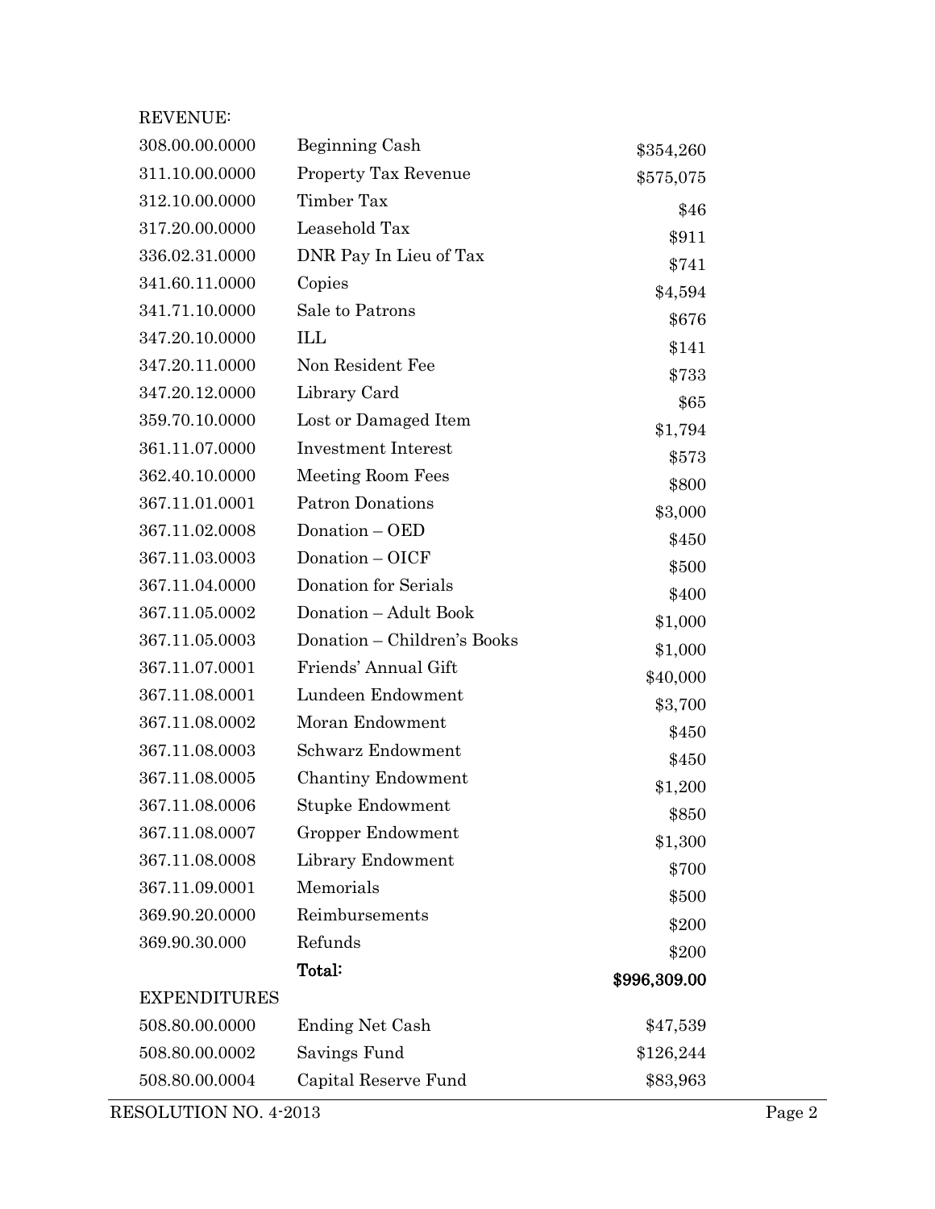REVENUE:

| | | |
|---|---|---|
| 308.00.00.0000 | Beginning Cash | $354,260 |
| 311.10.00.0000 | Property Tax Revenue | $575,075 |
| 312.10.00.0000 | Timber Tax | $46 |
| 317.20.00.0000 | Leasehold Tax | $911 |
| 336.02.31.0000 | DNR Pay In Lieu of Tax | $741 |
| 341.60.11.0000 | Copies | $4,594 |
| 341.71.10.0000 | Sale to Patrons | $676 |
| 347.20.10.0000 | ILL | $141 |
| 347.20.11.0000 | Non Resident Fee | $733 |
| 347.20.12.0000 | Library Card | $65 |
| 359.70.10.0000 | Lost or Damaged Item | $1,794 |
| 361.11.07.0000 | Investment Interest | $573 |
| 362.40.10.0000 | Meeting Room Fees | $800 |
| 367.11.01.0001 | Patron Donations | $3,000 |
| 367.11.02.0008 | Donation – OED | $450 |
| 367.11.03.0003 | Donation – OICF | $500 |
| 367.11.04.0000 | Donation for Serials | $400 |
| 367.11.05.0002 | Donation – Adult Book | $1,000 |
| 367.11.05.0003 | Donation – Children's Books | $1,000 |
| 367.11.07.0001 | Friends' Annual Gift | $40,000 |
| 367.11.08.0001 | Lundeen Endowment | $3,700 |
| 367.11.08.0002 | Moran Endowment | $450 |
| 367.11.08.0003 | Schwarz Endowment | $450 |
| 367.11.08.0005 | Chantiny Endowment | $1,200 |
| 367.11.08.0006 | Stupke Endowment | $850 |
| 367.11.08.0007 | Gropper Endowment | $1,300 |
| 367.11.08.0008 | Library Endowment | $700 |
| 367.11.09.0001 | Memorials | $500 |
| 369.90.20.0000 | Reimbursements | $200 |
| 369.90.30.000 | Refunds | $200 |
| | **Total:** | **$996,309.00** |

EXPENDITURES

| | | |
|---|---|---|
| 508.80.00.0000 | Ending Net Cash | $47,539 |
| 508.80.00.0002 | Savings Fund | $126,244 |
| 508.80.00.0004 | Capital Reserve Fund | $83,963 |

RESOLUTION NO. 4-2013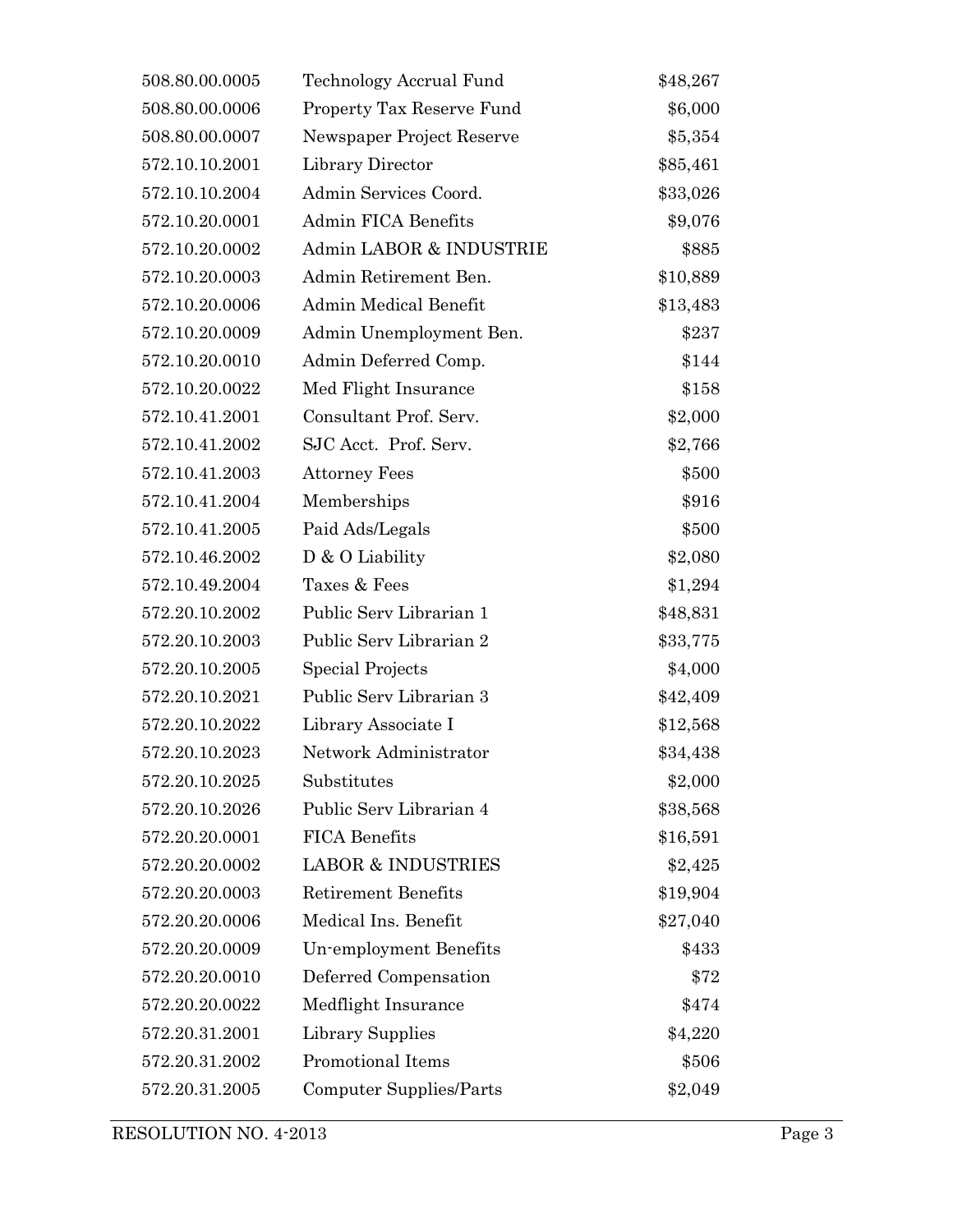| | | |
|---|---|---|
| 508.80.00.0005 | Technology Accrual Fund | $48,267 |
| 508.80.00.0006 | Property Tax Reserve Fund | $6,000 |
| 508.80.00.0007 | Newspaper Project Reserve | $5,354 |
| 572.10.10.2001 | Library Director | $85,461 |
| 572.10.10.2004 | Admin Services Coord. | $33,026 |
| 572.10.20.0001 | Admin FICA Benefits | $9,076 |
| 572.10.20.0002 | Admin LABOR & INDUSTRIE | $885 |
| 572.10.20.0003 | Admin Retirement Ben. | $10,889 |
| 572.10.20.0006 | Admin Medical Benefit | $13,483 |
| 572.10.20.0009 | Admin Unemployment Ben. | $237 |
| 572.10.20.0010 | Admin Deferred Comp. | $144 |
| 572.10.20.0022 | Med Flight Insurance | $158 |
| 572.10.41.2001 | Consultant Prof. Serv. | $2,000 |
| 572.10.41.2002 | SJC Acct. Prof. Serv. | $2,766 |
| 572.10.41.2003 | Attorney Fees | $500 |
| 572.10.41.2004 | Memberships | $916 |
| 572.10.41.2005 | Paid Ads/Legals | $500 |
| 572.10.46.2002 | D & O Liability | $2,080 |
| 572.10.49.2004 | Taxes & Fees | $1,294 |
| 572.20.10.2002 | Public Serv Librarian 1 | $48,831 |
| 572.20.10.2003 | Public Serv Librarian 2 | $33,775 |
| 572.20.10.2005 | Special Projects | $4,000 |
| 572.20.10.2021 | Public Serv Librarian 3 | $42,409 |
| 572.20.10.2022 | Library Associate I | $12,568 |
| 572.20.10.2023 | Network Administrator | $34,438 |
| 572.20.10.2025 | Substitutes | $2,000 |
| 572.20.10.2026 | Public Serv Librarian 4 | $38,568 |
| 572.20.20.0001 | FICA Benefits | $16,591 |
| 572.20.20.0002 | LABOR & INDUSTRIES | $2,425 |
| 572.20.20.0003 | Retirement Benefits | $19,904 |
| 572.20.20.0006 | Medical Ins. Benefit | $27,040 |
| 572.20.20.0009 | Un-employment Benefits | $433 |
| 572.20.20.0010 | Deferred Compensation | $72 |
| 572.20.20.0022 | Medflight Insurance | $474 |
| 572.20.31.2001 | Library Supplies | $4,220 |
| 572.20.31.2002 | Promotional Items | $506 |
| 572.20.31.2005 | Computer Supplies/Parts | $2,049 |

RESOLUTION NO. 4-2013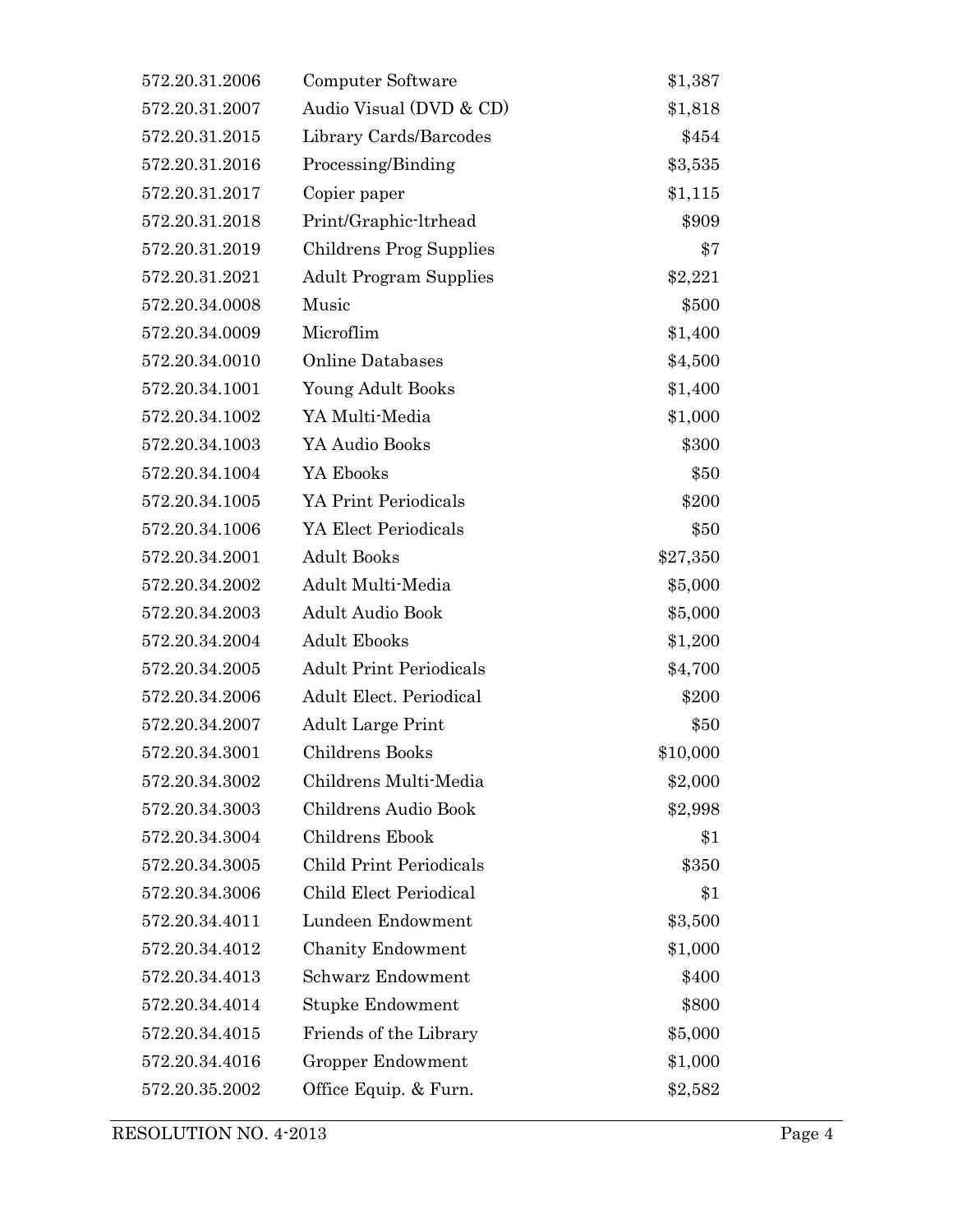| | | |
|---|---|---|
| 572.20.31.2006 | Computer Software | $1,387 |
| 572.20.31.2007 | Audio Visual (DVD & CD) | $1,818 |
| 572.20.31.2015 | Library Cards/Barcodes | $454 |
| 572.20.31.2016 | Processing/Binding | $3,535 |
| 572.20.31.2017 | Copier paper | $1,115 |
| 572.20.31.2018 | Print/Graphic-ltrhead | $909 |
| 572.20.31.2019 | Childrens Prog Supplies | $7 |
| 572.20.31.2021 | Adult Program Supplies | $2,221 |
| 572.20.34.0008 | Music | $500 |
| 572.20.34.0009 | Microflim | $1,400 |
| 572.20.34.0010 | Online Databases | $4,500 |
| 572.20.34.1001 | Young Adult Books | $1,400 |
| 572.20.34.1002 | YA Multi-Media | $1,000 |
| 572.20.34.1003 | YA Audio Books | $300 |
| 572.20.34.1004 | YA Ebooks | $50 |
| 572.20.34.1005 | YA Print Periodicals | $200 |
| 572.20.34.1006 | YA Elect Periodicals | $50 |
| 572.20.34.2001 | Adult Books | $27,350 |
| 572.20.34.2002 | Adult Multi-Media | $5,000 |
| 572.20.34.2003 | Adult Audio Book | $5,000 |
| 572.20.34.2004 | Adult Ebooks | $1,200 |
| 572.20.34.2005 | Adult Print Periodicals | $4,700 |
| 572.20.34.2006 | Adult Elect. Periodical | $200 |
| 572.20.34.2007 | Adult Large Print | $50 |
| 572.20.34.3001 | Childrens Books | $10,000 |
| 572.20.34.3002 | Childrens Multi-Media | $2,000 |
| 572.20.34.3003 | Childrens Audio Book | $2,998 |
| 572.20.34.3004 | Childrens Ebook | $1 |
| 572.20.34.3005 | Child Print Periodicals | $350 |
| 572.20.34.3006 | Child Elect Periodical | $1 |
| 572.20.34.4011 | Lundeen Endowment | $3,500 |
| 572.20.34.4012 | Chanity Endowment | $1,000 |
| 572.20.34.4013 | Schwarz Endowment | $400 |
| 572.20.34.4014 | Stupke Endowment | $800 |
| 572.20.34.4015 | Friends of the Library | $5,000 |
| 572.20.34.4016 | Gropper Endowment | $1,000 |
| 572.20.35.2002 | Office Equip. & Furn. | $2,582 |

RESOLUTION NO. 4-2013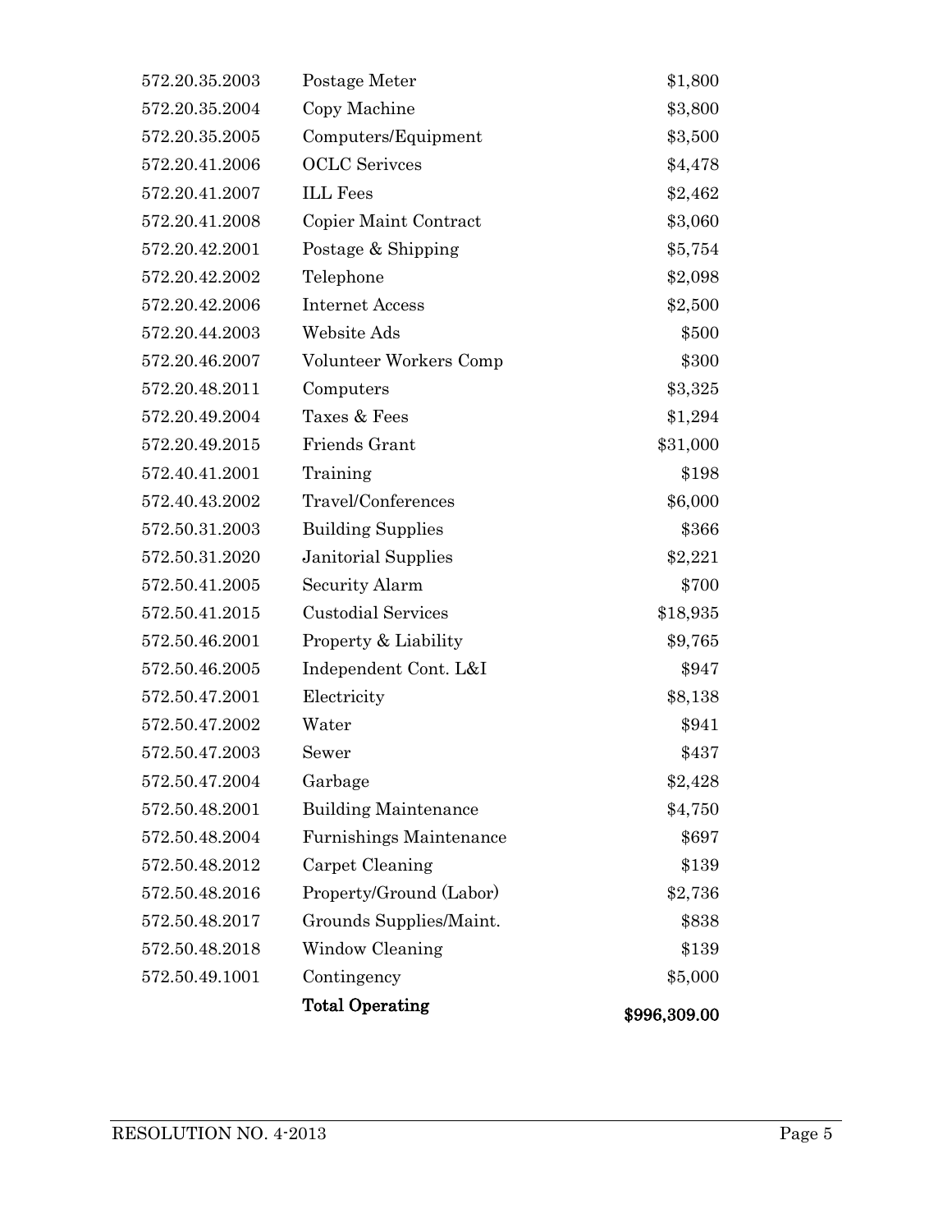| | | |
|---|---|---|
| 572.20.35.2003 | Postage Meter | $1,800 |
| 572.20.35.2004 | Copy Machine | $3,800 |
| 572.20.35.2005 | Computers/Equipment | $3,500 |
| 572.20.41.2006 | OCLC Serivces | $4,478 |
| 572.20.41.2007 | ILL Fees | $2,462 |
| 572.20.41.2008 | Copier Maint Contract | $3,060 |
| 572.20.42.2001 | Postage & Shipping | $5,754 |
| 572.20.42.2002 | Telephone | $2,098 |
| 572.20.42.2006 | Internet Access | $2,500 |
| 572.20.44.2003 | Website Ads | $500 |
| 572.20.46.2007 | Volunteer Workers Comp | $300 |
| 572.20.48.2011 | Computers | $3,325 |
| 572.20.49.2004 | Taxes & Fees | $1,294 |
| 572.20.49.2015 | Friends Grant | $31,000 |
| 572.40.41.2001 | Training | $198 |
| 572.40.43.2002 | Travel/Conferences | $6,000 |
| 572.50.31.2003 | Building Supplies | $366 |
| 572.50.31.2020 | Janitorial Supplies | $2,221 |
| 572.50.41.2005 | Security Alarm | $700 |
| 572.50.41.2015 | Custodial Services | $18,935 |
| 572.50.46.2001 | Property & Liability | $9,765 |
| 572.50.46.2005 | Independent Cont. L&I | $947 |
| 572.50.47.2001 | Electricity | $8,138 |
| 572.50.47.2002 | Water | $941 |
| 572.50.47.2003 | Sewer | $437 |
| 572.50.47.2004 | Garbage | $2,428 |
| 572.50.48.2001 | Building Maintenance | $4,750 |
| 572.50.48.2004 | Furnishings Maintenance | $697 |
| 572.50.48.2012 | Carpet Cleaning | $139 |
| 572.50.48.2016 | Property/Ground (Labor) | $2,736 |
| 572.50.48.2017 | Grounds Supplies/Maint. | $838 |
| 572.50.48.2018 | Window Cleaning | $139 |
| 572.50.49.1001 | Contingency | $5,000 |
| | **Total Operating** | **$996,309.00** |

RESOLUTION NO. 4-2013